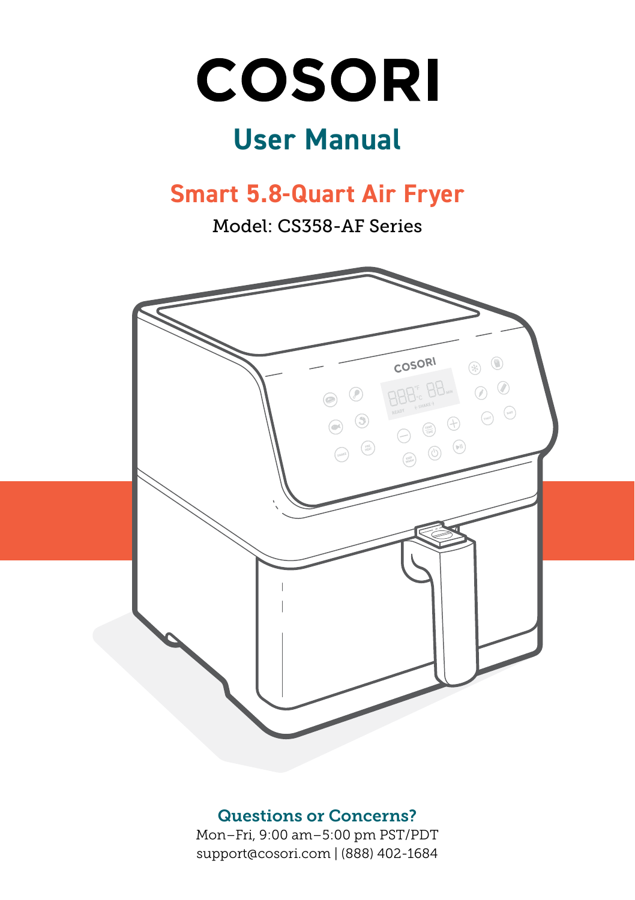# COSORI

## User Manual

## Smart 5.8-Quart Air Fryer

Model: CS358-AF Series

### Questions or Concerns?

Mon–Fri, 9:00 am–5:00 pm PST/PDT

support@cosori.com | (888) 402-1684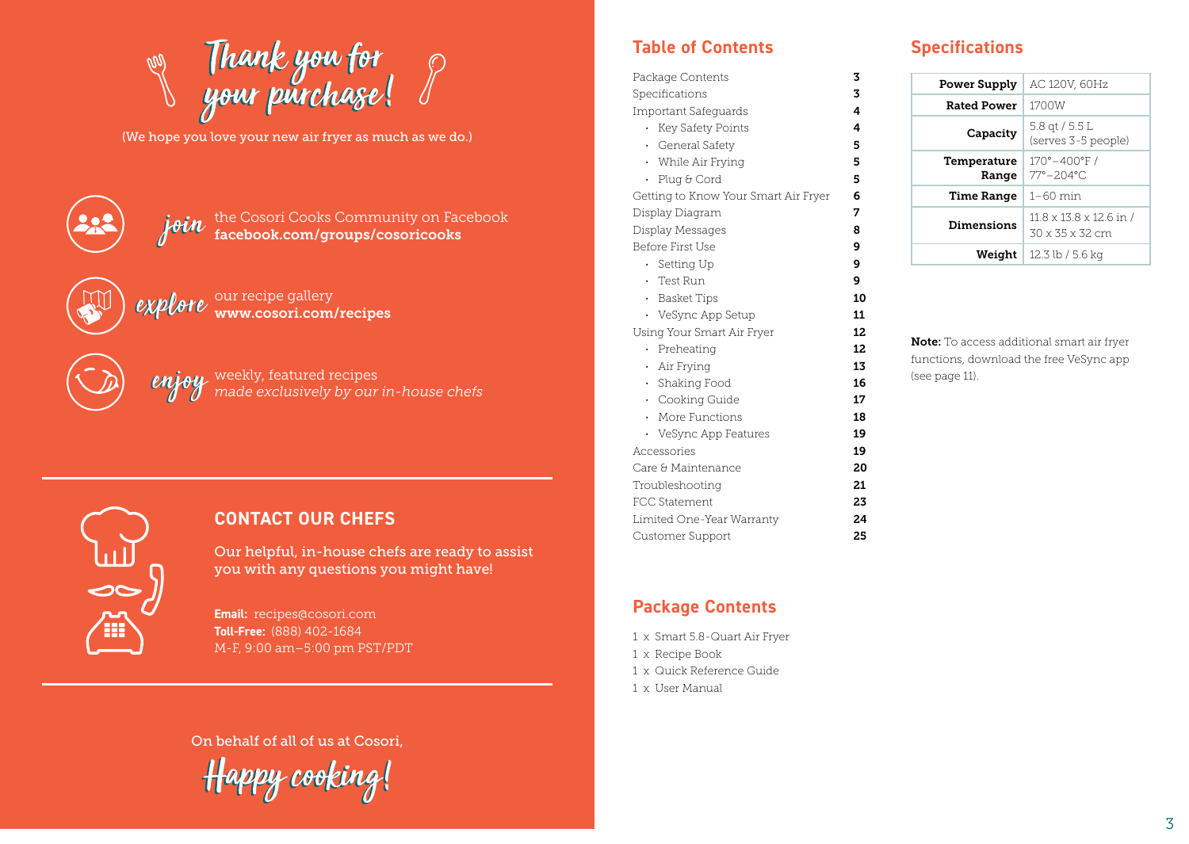# Thank you for your purchase!

(We hope you love your new air fryer as much as we do.)

*join* the Cosori Cooks Community on Facebook
**facebook.com/groups/cosoricooks**

*explore* our recipe gallery
**www.cosori.com/recipes**

*enjoy* weekly, featured recipes
*made exclusively by our in-house chefs*

## CONTACT OUR CHEFS

Our helpful, in-house chefs are ready to assist you with any questions you might have!

**Email:** recipes@cosori.com
**Toll-Free:** (888) 402-1684
M-F, 9:00 am–5:00 pm PST/PDT

On behalf of all of us at Cosori,

*Happy cooking!*

## Table of Contents

| | |
|---|---|
| Package Contents | **3** |
| Specifications | **3** |
| Important Safeguards | **4** |
| • Key Safety Points | **4** |
| • General Safety | **5** |
| • While Air Frying | **5** |
| • Plug & Cord | **5** |
| Getting to Know Your Smart Air Fryer | **6** |
| Display Diagram | **7** |
| Display Messages | **8** |
| Before First Use | **9** |
| • Setting Up | **9** |
| • Test Run | **9** |
| • Basket Tips | **10** |
| • VeSync App Setup | **11** |
| Using Your Smart Air Fryer | **12** |
| • Preheating | **12** |
| • Air Frying | **13** |
| • Shaking Food | **16** |
| • Cooking Guide | **17** |
| • More Functions | **18** |
| • VeSync App Features | **19** |
| Accessories | **19** |
| Care & Maintenance | **20** |
| Troubleshooting | **21** |
| FCC Statement | **23** |
| Limited One-Year Warranty | **24** |
| Customer Support | **25** |

## Package Contents

1 x Smart 5.8-Quart Air Fryer
1 x Recipe Book
1 x Quick Reference Guide
1 x User Manual

## Specifications

| | |
|---|---|
| **Power Supply** | AC 120V, 60Hz |
| **Rated Power** | 1700W |
| **Capacity** | 5.8 qt / 5.5 L (serves 3-5 people) |
| **Temperature Range** | 170°–400°F / 77°–204°C |
| **Time Range** | 1–60 min |
| **Dimensions** | 11.8 x 13.8 x 12.6 in / 30 x 35 x 32 cm |
| **Weight** | 12.3 lb / 5.6 kg |

**Note:** To access additional smart air fryer functions, download the free VeSync app (see page 11).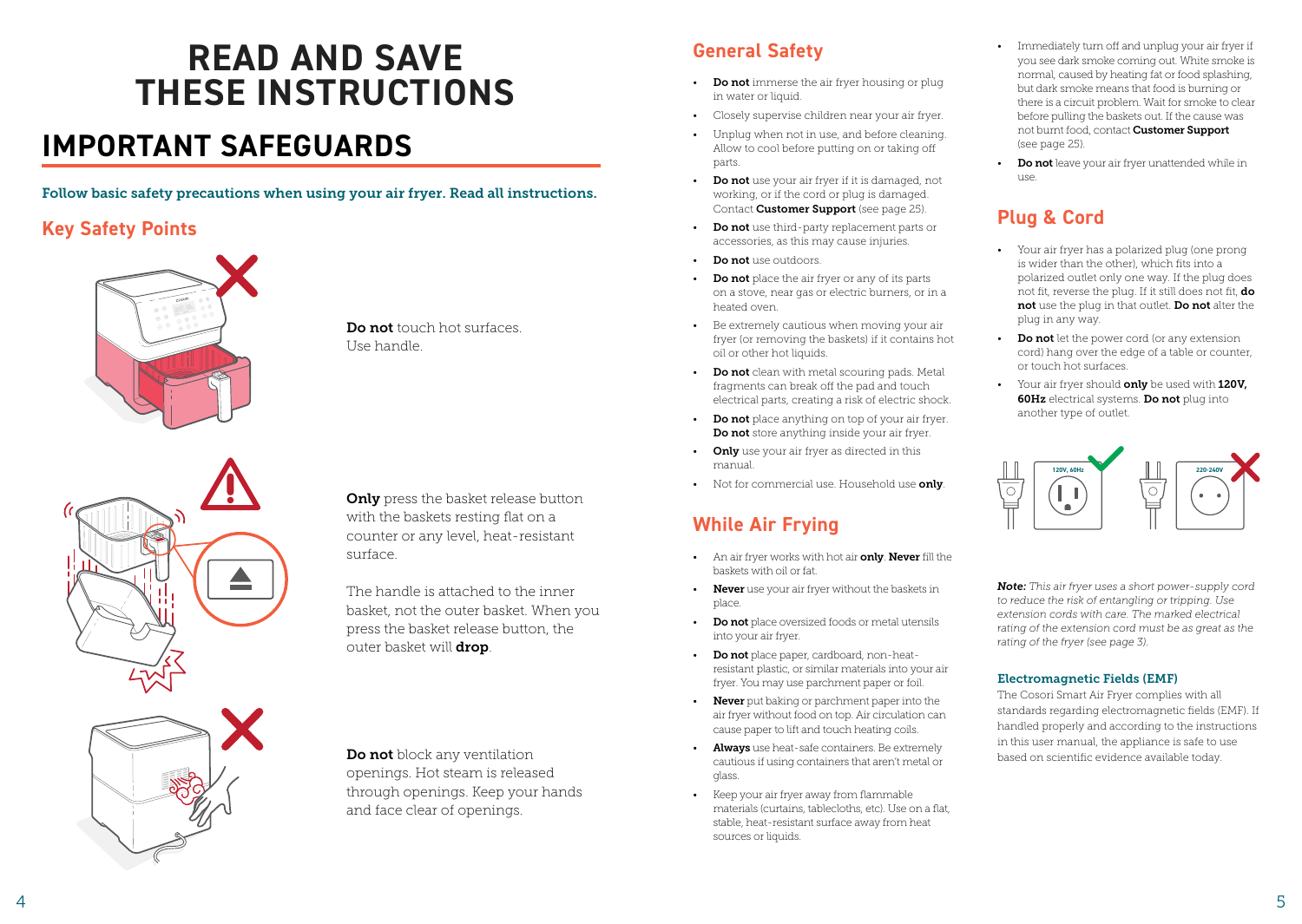# READ AND SAVE THESE INSTRUCTIONS

# IMPORTANT SAFEGUARDS

**Follow basic safety precautions when using your air fryer. Read all instructions.**

## Key Safety Points

**Do not** touch hot surfaces. Use handle.

**Only** press the basket release button with the baskets resting flat on a counter or any level, heat-resistant surface.

The handle is attached to the inner basket, not the outer basket. When you press the basket release button, the outer basket will **drop**.

**Do not** block any ventilation openings. Hot steam is released through openings. Keep your hands and face clear of openings.

## General Safety

- **Do not** immerse the air fryer housing or plug in water or liquid.
- Closely supervise children near your air fryer.
- Unplug when not in use, and before cleaning. Allow to cool before putting on or taking off parts.
- **Do not** use your air fryer if it is damaged, not working, or if the cord or plug is damaged. Contact **Customer Support** (see page 25).
- **Do not** use third-party replacement parts or accessories, as this may cause injuries.
- **Do not** use outdoors.
- **Do not** place the air fryer or any of its parts on a stove, near gas or electric burners, or in a heated oven.
- Be extremely cautious when moving your air fryer (or removing the baskets) if it contains hot oil or other hot liquids.
- **Do not** clean with metal scouring pads. Metal fragments can break off the pad and touch electrical parts, creating a risk of electric shock.
- **Do not** place anything on top of your air fryer. **Do not** store anything inside your air fryer.
- **Only** use your air fryer as directed in this manual.
- Not for commercial use. Household use **only**.

## While Air Frying

- An air fryer works with hot air **only**. **Never** fill the baskets with oil or fat.
- **Never** use your air fryer without the baskets in place.
- **Do not** place oversized foods or metal utensils into your air fryer.
- **Do not** place paper, cardboard, non-heat-resistant plastic, or similar materials into your air fryer. You may use parchment paper or foil.
- **Never** put baking or parchment paper into the air fryer without food on top. Air circulation can cause paper to lift and touch heating coils.
- **Always** use heat-safe containers. Be extremely cautious if using containers that aren't metal or glass.
- Keep your air fryer away from flammable materials (curtains, tablecloths, etc). Use on a flat, stable, heat-resistant surface away from heat sources or liquids.
- Immediately turn off and unplug your air fryer if you see dark smoke coming out. White smoke is normal, caused by heating fat or food splashing, but dark smoke means that food is burning or there is a circuit problem. Wait for smoke to clear before pulling the baskets out. If the cause was not burnt food, contact **Customer Support** (see page 25).
- **Do not** leave your air fryer unattended while in use.

## Plug & Cord

- Your air fryer has a polarized plug (one prong is wider than the other), which fits into a polarized outlet only one way. If the plug does not fit, reverse the plug. If it still does not fit, **do not** use the plug in that outlet. **Do not** alter the plug in any way.
- **Do not** let the power cord (or any extension cord) hang over the edge of a table or counter, or touch hot surfaces.
- Your air fryer should **only** be used with **120V, 60Hz** electrical systems. **Do not** plug into another type of outlet.

120V, 60Hz

220-240V

***Note:*** *This air fryer uses a short power-supply cord to reduce the risk of entangling or tripping. Use extension cords with care. The marked electrical rating of the extension cord must be as great as the rating of the fryer (see page 3).*

### Electromagnetic Fields (EMF)

The Cosori Smart Air Fryer complies with all standards regarding electromagnetic fields (EMF). If handled properly and according to the instructions in this user manual, the appliance is safe to use based on scientific evidence available today.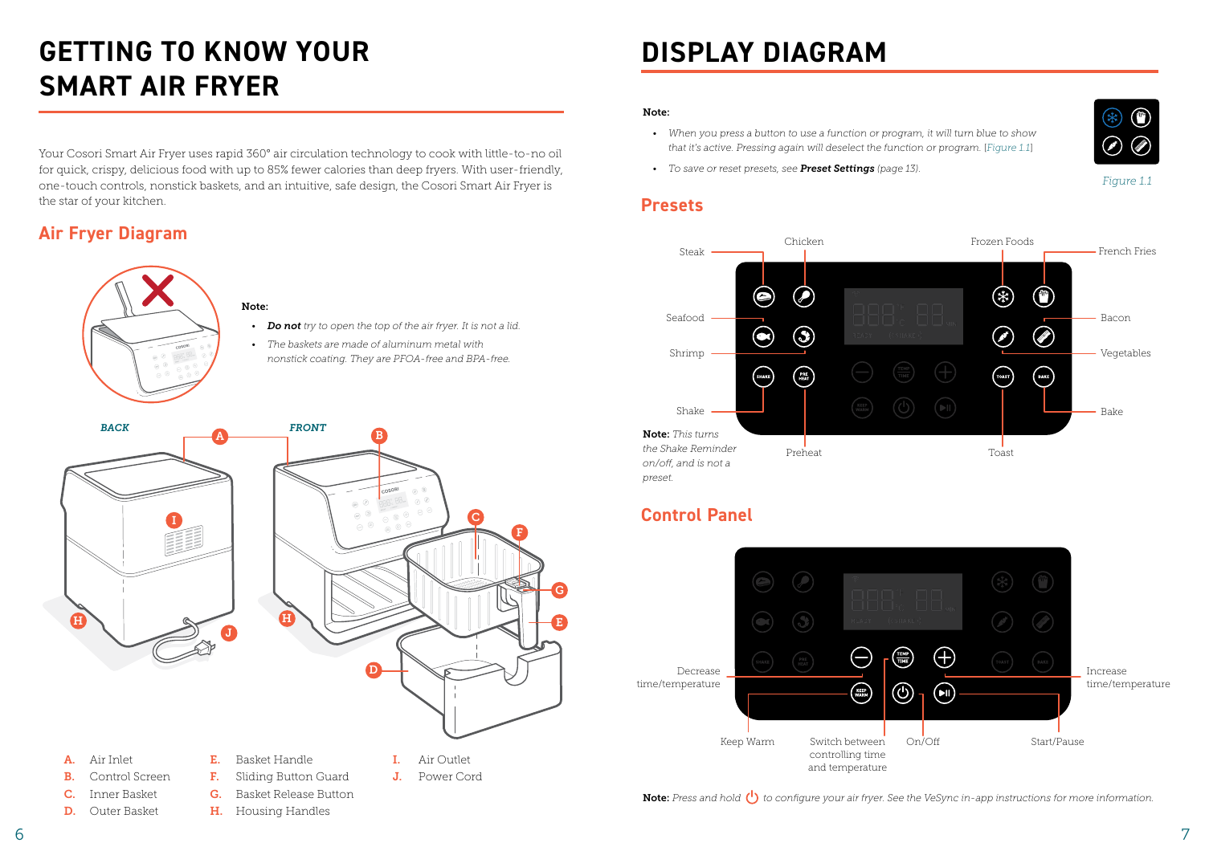# GETTING TO KNOW YOUR SMART AIR FRYER

Your Cosori Smart Air Fryer uses rapid 360° air circulation technology to cook with little-to-no oil for quick, crispy, delicious food with up to 85% fewer calories than deep fryers. With user-friendly, one-touch controls, nonstick baskets, and an intuitive, safe design, the Cosori Smart Air Fryer is the star of your kitchen.

## Air Fryer Diagram

**Note:**

- ***Do not*** *try to open the top of the air fryer. It is not a lid.*
- *The baskets are made of aluminum metal with nonstick coating. They are PFOA-free and BPA-free.*

BACK

FRONT

- **A.** Air Inlet
- **B.** Control Screen
- **C.** Inner Basket
- **D.** Outer Basket
- **E.** Basket Handle
- **F.** Sliding Button Guard
- **G.** Basket Release Button
- **H.** Housing Handles
- **I.** Air Outlet
- **J.** Power Cord

# DISPLAY DIAGRAM

**Note:**

- *When you press a button to use a function or program, it will turn blue to show that it's active. Pressing again will deselect the function or program.* [Figure 1.1]
- *To save or reset presets, see* ***Preset Settings*** *(page 13).*

Figure 1.1

## Presets

Steak, Chicken, Frozen Foods, French Fries, Seafood, Bacon, Shrimp, Vegetables, Shake, Bake, Preheat, Toast

**Note:** *This turns the Shake Reminder on/off, and is not a preset.*

## Control Panel

- Decrease time/temperature
- Increase time/temperature
- Keep Warm
- Switch between controlling time and temperature
- On/Off
- Start/Pause

**Note:** *Press and hold ⏻ to configure your air fryer. See the VeSync in-app instructions for more information.*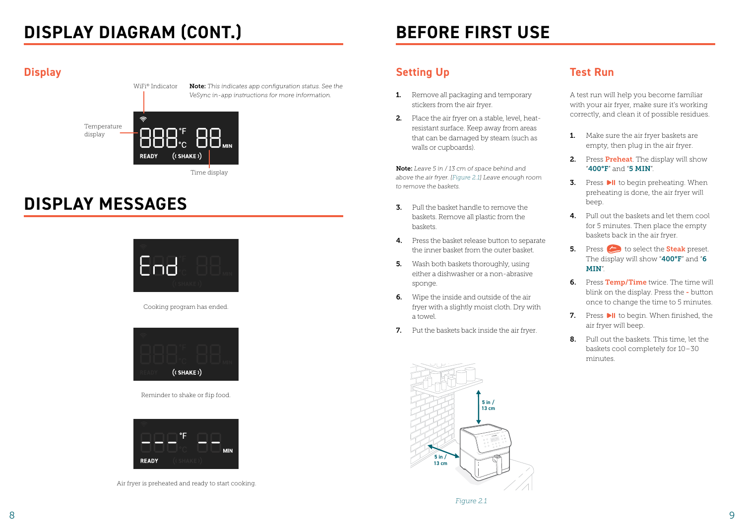# DISPLAY DIAGRAM (CONT.)

## Display

WiFi® Indicator

**Note:** *This indicates app configuration status. See the VeSync in-app instructions for more information.*

Temperature display

Time display

# DISPLAY MESSAGES

Cooking program has ended.

Reminder to shake or flip food.

Air fryer is preheated and ready to start cooking.

# BEFORE FIRST USE

## Setting Up

1. Remove all packaging and temporary stickers from the air fryer.
2. Place the air fryer on a stable, level, heat-resistant surface. Keep away from areas that can be damaged by steam (such as walls or cupboards).

**Note:** *Leave 5 in / 13 cm of space behind and above the air fryer. [Figure 2.1] Leave enough room to remove the baskets.*

3. Pull the basket handle to remove the baskets. Remove all plastic from the baskets.
4. Press the basket release button to separate the inner basket from the outer basket.
5. Wash both baskets thoroughly, using either a dishwasher or a non-abrasive sponge.
6. Wipe the inside and outside of the air fryer with a slightly moist cloth. Dry with a towel.
7. Put the baskets back inside the air fryer.

5 in / 13 cm

5 in / 13 cm

*Figure 2.1*

## Test Run

A test run will help you become familiar with your air fryer, make sure it's working correctly, and clean it of possible residues.

1. Make sure the air fryer baskets are empty, then plug in the air fryer.
2. Press **Preheat**. The display will show "**400°F**" and "**5 MIN**".
3. Press ▶II to begin preheating. When preheating is done, the air fryer will beep.
4. Pull out the baskets and let them cool for 5 minutes. Then place the empty baskets back in the air fryer.
5. Press to select the **Steak** preset. The display will show "**400°F**" and "**6 MIN**".
6. Press **Temp/Time** twice. The time will blink on the display. Press the **-** button once to change the time to 5 minutes.
7. Press ▶II to begin. When finished, the air fryer will beep.
8. Pull out the baskets. This time, let the baskets cool completely for 10–30 minutes.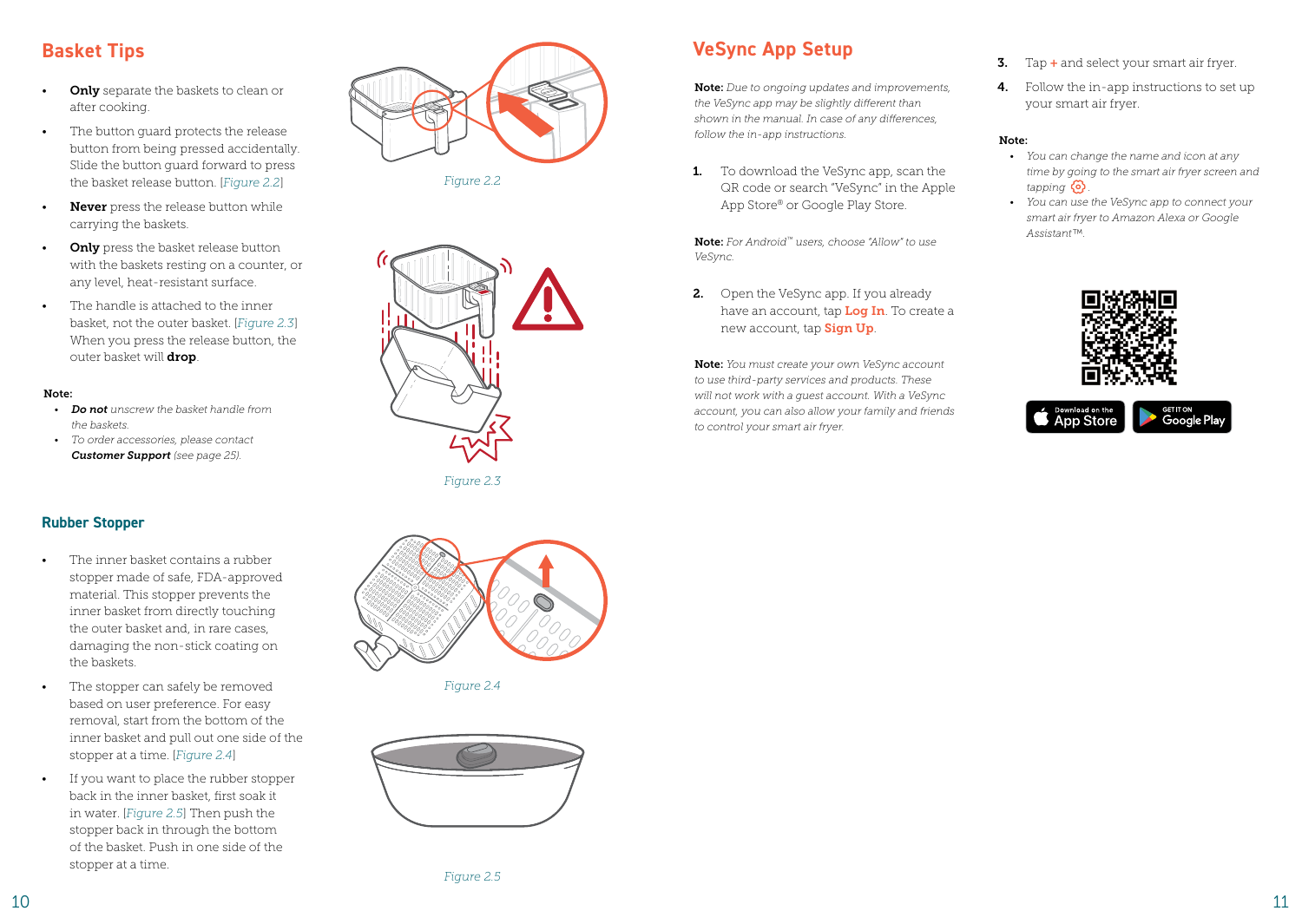## Basket Tips

- **Only** separate the baskets to clean or after cooking.
- The button guard protects the release button from being pressed accidentally. Slide the button guard forward to press the basket release button. [*Figure 2.2*]
- **Never** press the release button while carrying the baskets.
- **Only** press the basket release button with the baskets resting on a counter, or any level, heat-resistant surface.
- The handle is attached to the inner basket, not the outer basket. [*Figure 2.3*] When you press the release button, the outer basket will **drop**.

**Note:**

- ***Do not*** *unscrew the basket handle from the baskets.*
- *To order accessories, please contact* ***Customer Support*** *(see page 25).*

*Figure 2.2*

*Figure 2.3*

### Rubber Stopper

- The inner basket contains a rubber stopper made of safe, FDA-approved material. This stopper prevents the inner basket from directly touching the outer basket and, in rare cases, damaging the non-stick coating on the baskets.
- The stopper can safely be removed based on user preference. For easy removal, start from the bottom of the inner basket and pull out one side of the stopper at a time. [*Figure 2.4*]
- If you want to place the rubber stopper back in the inner basket, first soak it in water. [*Figure 2.5*] Then push the stopper back in through the bottom of the basket. Push in one side of the stopper at a time.

*Figure 2.4*

*Figure 2.5*

## VeSync App Setup

**Note:** *Due to ongoing updates and improvements, the VeSync app may be slightly different than shown in the manual. In case of any differences, follow the in-app instructions.*

1. To download the VeSync app, scan the QR code or search "VeSync" in the Apple App Store® or Google Play Store.

**Note:** *For Android™ users, choose "Allow" to use VeSync.*

2. Open the VeSync app. If you already have an account, tap **Log In**. To create a new account, tap **Sign Up**.

**Note:** *You must create your own VeSync account to use third-party services and products. These will not work with a guest account. With a VeSync account, you can also allow your family and friends to control your smart air fryer.*

3. Tap **+** and select your smart air fryer.
4. Follow the in-app instructions to set up your smart air fryer.

**Note:**

- *You can change the name and icon at any time by going to the smart air fryer screen and tapping ⚙.*
- *You can use the VeSync app to connect your smart air fryer to Amazon Alexa or Google Assistant™.*

Download on the App Store | GET IT ON Google Play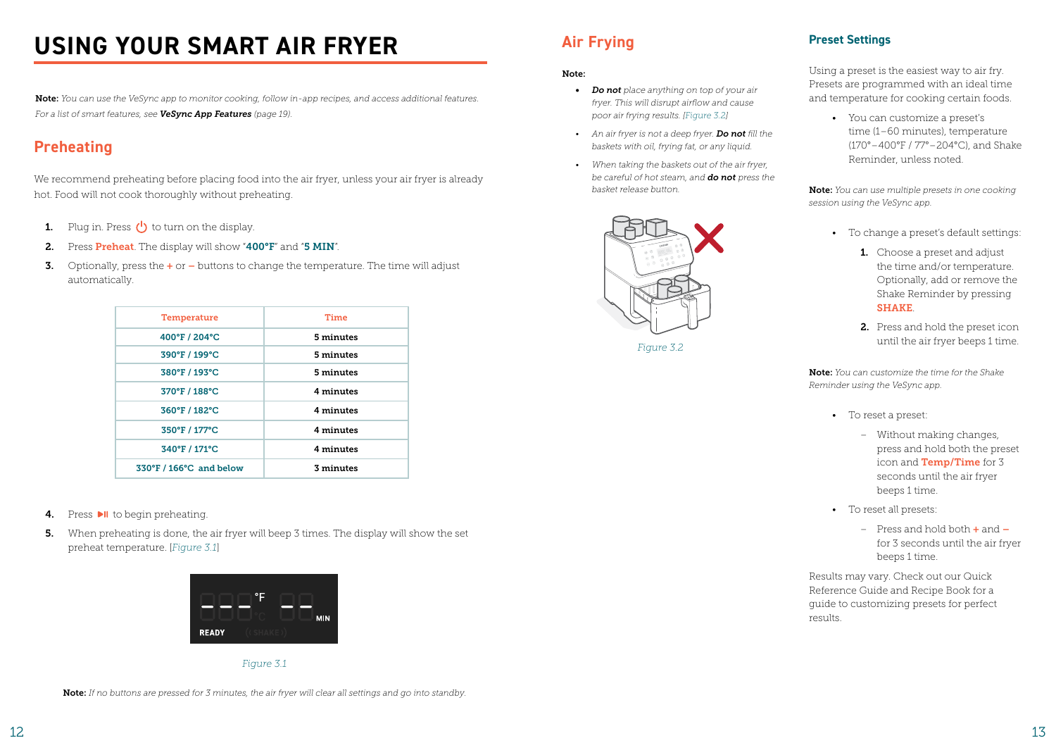# USING YOUR SMART AIR FRYER

**Note:** *You can use the VeSync app to monitor cooking, follow in-app recipes, and access additional features. For a list of smart features, see* ***VeSync App Features*** *(page 19).*

## Preheating

We recommend preheating before placing food into the air fryer, unless your air fryer is already hot. Food will not cook thoroughly without preheating.

1. Plug in. Press ⏻ to turn on the display.
2. Press **Preheat**. The display will show "**400°F**" and "**5 MIN**".
3. Optionally, press the **+** or **–** buttons to change the temperature. The time will adjust automatically.

| Temperature | Time |
|---|---|
| 400°F / 204°C | 5 minutes |
| 390°F / 199°C | 5 minutes |
| 380°F / 193°C | 5 minutes |
| 370°F / 188°C | 4 minutes |
| 360°F / 182°C | 4 minutes |
| 350°F / 177°C | 4 minutes |
| 340°F / 171°C | 4 minutes |
| 330°F / 166°C and below | 3 minutes |

4. Press ▶II to begin preheating.
5. When preheating is done, the air fryer will beep 3 times. The display will show the set preheat temperature. [*Figure 3.1*]

*Figure 3.1*

**Note:** *If no buttons are pressed for 3 minutes, the air fryer will clear all settings and go into standby.*

## Air Frying

**Note:**

- ***Do not*** *place anything on top of your air fryer. This will disrupt airflow and cause poor air frying results. [Figure 3.2]*
- *An air fryer is not a deep fryer.* ***Do not*** *fill the baskets with oil, frying fat, or any liquid.*
- *When taking the baskets out of the air fryer, be careful of hot steam, and* ***do not*** *press the basket release button.*

*Figure 3.2*

### Preset Settings

Using a preset is the easiest way to air fry. Presets are programmed with an ideal time and temperature for cooking certain foods.

- You can customize a preset's time (1–60 minutes), temperature (170°–400°F / 77°–204°C), and Shake Reminder, unless noted.

**Note:** *You can use multiple presets in one cooking session using the VeSync app.*

- To change a preset's default settings:
  1. Choose a preset and adjust the time and/or temperature. Optionally, add or remove the Shake Reminder by pressing **SHAKE**.
  2. Press and hold the preset icon until the air fryer beeps 1 time.

**Note:** *You can customize the time for the Shake Reminder using the VeSync app.*

- To reset a preset:
  - Without making changes, press and hold both the preset icon and **Temp/Time** for 3 seconds until the air fryer beeps 1 time.
- To reset all presets:
  - Press and hold both **+** and **–** for 3 seconds until the air fryer beeps 1 time.

Results may vary. Check out our Quick Reference Guide and Recipe Book for a guide to customizing presets for perfect results.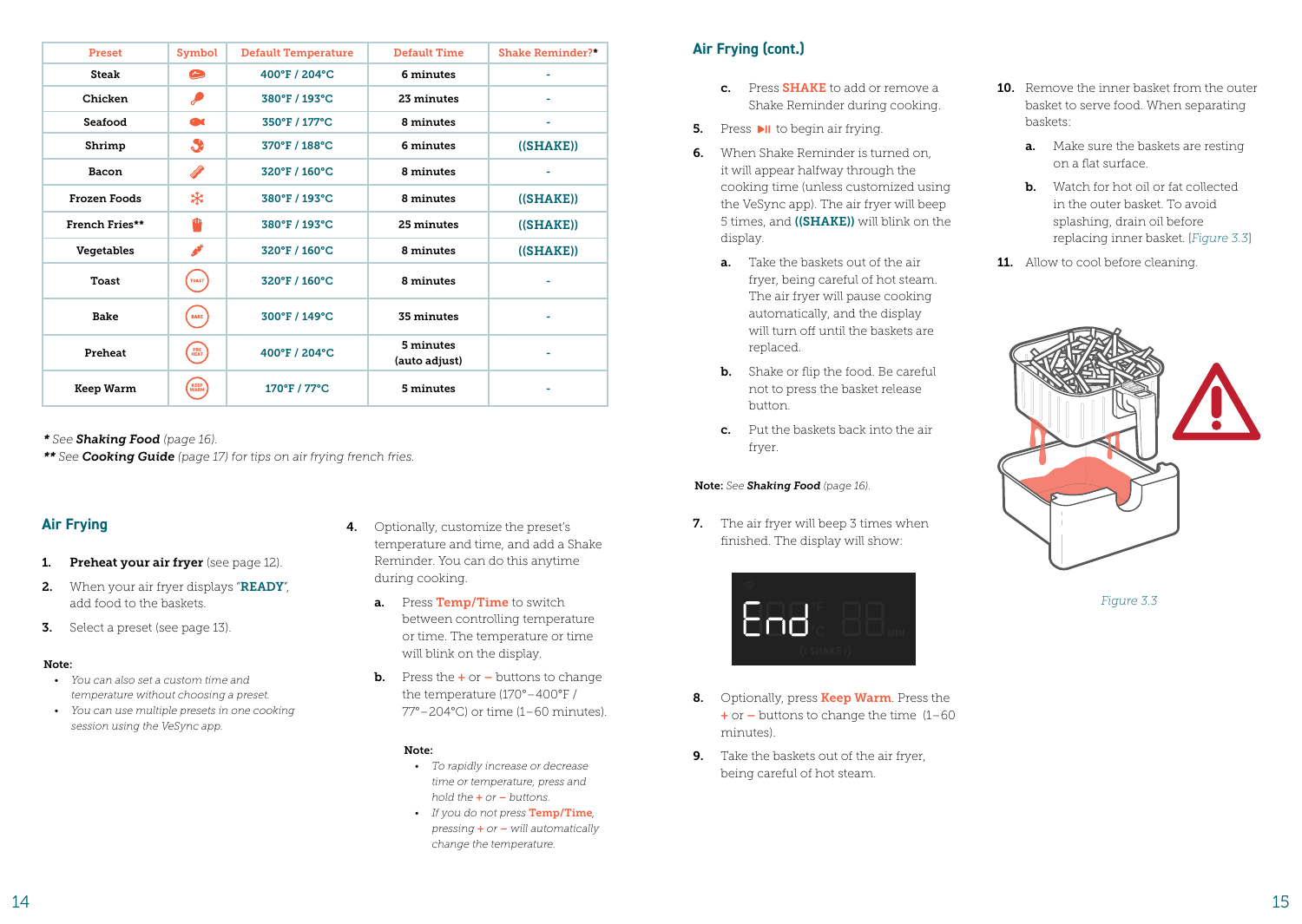| Preset | Symbol | Default Temperature | Default Time | Shake Reminder?* |
|---|---|---|---|---|
| Steak | | 400°F / 204°C | 6 minutes | - |
| Chicken | | 380°F / 193°C | 23 minutes | - |
| Seafood | | 350°F / 177°C | 8 minutes | - |
| Shrimp | | 370°F / 188°C | 6 minutes | ((SHAKE)) |
| Bacon | | 320°F / 160°C | 8 minutes | - |
| Frozen Foods | | 380°F / 193°C | 8 minutes | ((SHAKE)) |
| French Fries** | | 380°F / 193°C | 25 minutes | ((SHAKE)) |
| Vegetables | | 320°F / 160°C | 8 minutes | ((SHAKE)) |
| Toast | TOAST | 320°F / 160°C | 8 minutes | - |
| Bake | BAKE | 300°F / 149°C | 35 minutes | - |
| Preheat | PRE HEAT | 400°F / 204°C | 5 minutes (auto adjust) | - |
| Keep Warm | KEEP WARM | 170°F / 77°C | 5 minutes | - |

*\* See **Shaking Food** (page 16).*
*\*\* See **Cooking Guide** (page 17) for tips on air frying french fries.*

## Air Frying

1. **Preheat your air fryer** (see page 12).
2. When your air fryer displays "**READY**", add food to the baskets.
3. Select a preset (see page 13).

**Note:**
- *You can also set a custom time and temperature without choosing a preset.*
- *You can use multiple presets in one cooking session using the VeSync app.*

4. Optionally, customize the preset's temperature and time, and add a Shake Reminder. You can do this anytime during cooking.
   a. Press **Temp/Time** to switch between controlling temperature or time. The temperature or time will blink on the display.
   b. Press the + or – buttons to change the temperature (170°–400°F / 77°–204°C) or time (1–60 minutes).

**Note:**
- *To rapidly increase or decrease time or temperature, press and hold the + or – buttons.*
- *If you do not press **Temp/Time**, pressing + or – will automatically change the temperature.*

## Air Frying (cont.)

   c. Press **SHAKE** to add or remove a Shake Reminder during cooking.
5. Press ▶II to begin air frying.
6. When Shake Reminder is turned on, it will appear halfway through the cooking time (unless customized using the VeSync app). The air fryer will beep 5 times, and **((SHAKE))** will blink on the display.
   a. Take the baskets out of the air fryer, being careful of hot steam. The air fryer will pause cooking automatically, and the display will turn off until the baskets are replaced.
   b. Shake or flip the food. Be careful not to press the basket release button.
   c. Put the baskets back into the air fryer.

**Note:** *See **Shaking Food** (page 16).*

7. The air fryer will beep 3 times when finished. The display will show:

End

8. Optionally, press **Keep Warm**. Press the + or – buttons to change the time (1–60 minutes).
9. Take the baskets out of the air fryer, being careful of hot steam.
10. Remove the inner basket from the outer basket to serve food. When separating baskets:
    a. Make sure the baskets are resting on a flat surface.
    b. Watch for hot oil or fat collected in the outer basket. To avoid splashing, drain oil before replacing inner basket. [*Figure 3.3*]
11. Allow to cool before cleaning.

*Figure 3.3*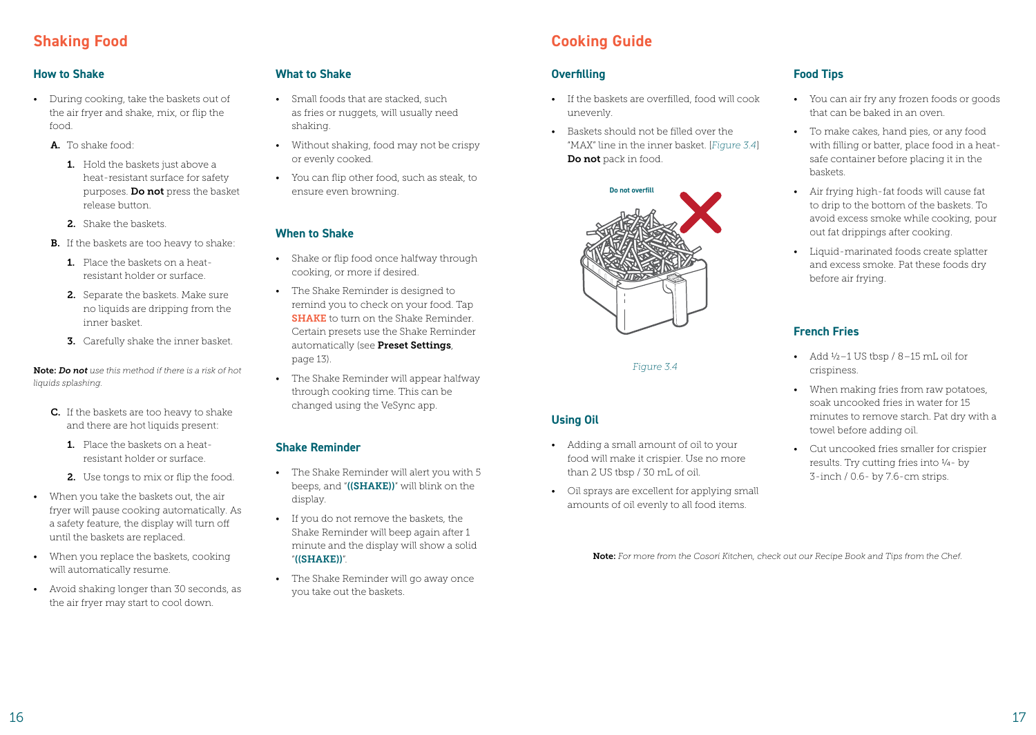## Shaking Food

### How to Shake

- During cooking, take the baskets out of the air fryer and shake, mix, or flip the food.
  - **A.** To shake food:
    1. Hold the baskets just above a heat-resistant surface for safety purposes. **Do not** press the basket release button.
    2. Shake the baskets.
  - **B.** If the baskets are too heavy to shake:
    1. Place the baskets on a heat-resistant holder or surface.
    2. Separate the baskets. Make sure no liquids are dripping from the inner basket.
    3. Carefully shake the inner basket.

**Note:** ***Do not*** *use this method if there is a risk of hot liquids splashing.*

  - **C.** If the baskets are too heavy to shake and there are hot liquids present:
    1. Place the baskets on a heat-resistant holder or surface.
    2. Use tongs to mix or flip the food.
- When you take the baskets out, the air fryer will pause cooking automatically. As a safety feature, the display will turn off until the baskets are replaced.
- When you replace the baskets, cooking will automatically resume.
- Avoid shaking longer than 30 seconds, as the air fryer may start to cool down.

### What to Shake

- Small foods that are stacked, such as fries or nuggets, will usually need shaking.
- Without shaking, food may not be crispy or evenly cooked.
- You can flip other food, such as steak, to ensure even browning.

### When to Shake

- Shake or flip food once halfway through cooking, or more if desired.
- The Shake Reminder is designed to remind you to check on your food. Tap **SHAKE** to turn on the Shake Reminder. Certain presets use the Shake Reminder automatically (see **Preset Settings**, page 13).
- The Shake Reminder will appear halfway through cooking time. This can be changed using the VeSync app.

### Shake Reminder

- The Shake Reminder will alert you with 5 beeps, and "**((SHAKE))**" will blink on the display.
- If you do not remove the baskets, the Shake Reminder will beep again after 1 minute and the display will show a solid "**((SHAKE))**".
- The Shake Reminder will go away once you take out the baskets.

## Cooking Guide

### Overfilling

- If the baskets are overfilled, food will cook unevenly.
- Baskets should not be filled over the "MAX" line in the inner basket. [*Figure 3.4*] **Do not** pack in food.

Do not overfill

*Figure 3.4*

### Using Oil

- Adding a small amount of oil to your food will make it crispier. Use no more than 2 US tbsp / 30 mL of oil.
- Oil sprays are excellent for applying small amounts of oil evenly to all food items.

### Food Tips

- You can air fry any frozen foods or goods that can be baked in an oven.
- To make cakes, hand pies, or any food with filling or batter, place food in a heat-safe container before placing it in the baskets.
- Air frying high-fat foods will cause fat to drip to the bottom of the baskets. To avoid excess smoke while cooking, pour out fat drippings after cooking.
- Liquid-marinated foods create splatter and excess smoke. Pat these foods dry before air frying.

### French Fries

- Add ½–1 US tbsp / 8–15 mL oil for crispiness.
- When making fries from raw potatoes, soak uncooked fries in water for 15 minutes to remove starch. Pat dry with a towel before adding oil.
- Cut uncooked fries smaller for crispier results. Try cutting fries into ¼- by 3-inch / 0.6- by 7.6-cm strips.

**Note:** *For more from the Cosori Kitchen, check out our Recipe Book and Tips from the Chef.*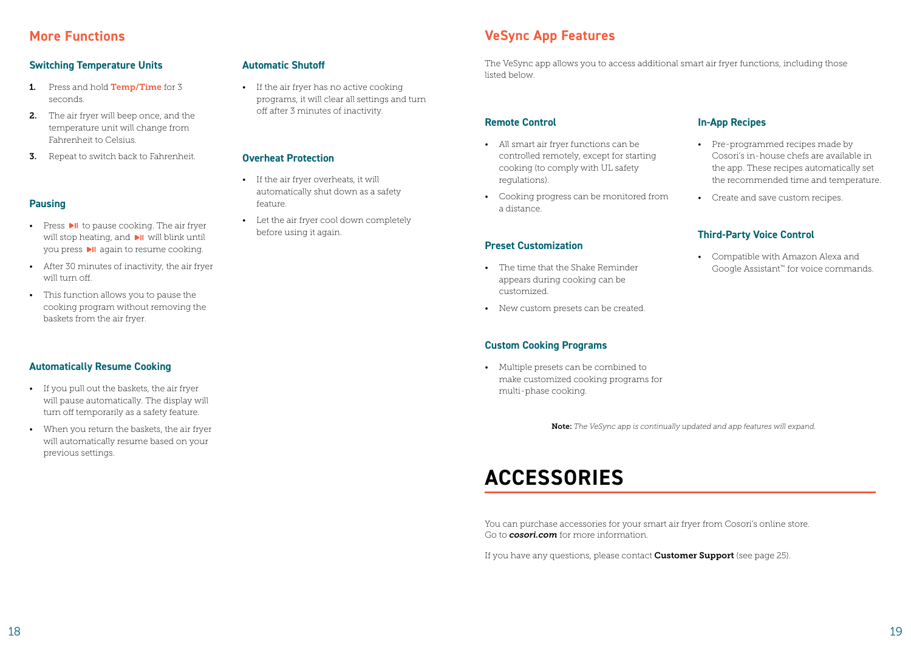## More Functions

### Switching Temperature Units

1. Press and hold **Temp/Time** for 3 seconds.
2. The air fryer will beep once, and the temperature unit will change from Fahrenheit to Celsius.
3. Repeat to switch back to Fahrenheit.

### Pausing

- Press ▶II to pause cooking. The air fryer will stop heating, and ▶II will blink until you press ▶II again to resume cooking.
- After 30 minutes of inactivity, the air fryer will turn off.
- This function allows you to pause the cooking program without removing the baskets from the air fryer.

### Automatically Resume Cooking

- If you pull out the baskets, the air fryer will pause automatically. The display will turn off temporarily as a safety feature.
- When you return the baskets, the air fryer will automatically resume based on your previous settings.

### Automatic Shutoff

- If the air fryer has no active cooking programs, it will clear all settings and turn off after 3 minutes of inactivity.

### Overheat Protection

- If the air fryer overheats, it will automatically shut down as a safety feature.
- Let the air fryer cool down completely before using it again.

## VeSync App Features

The VeSync app allows you to access additional smart air fryer functions, including those listed below.

### Remote Control

- All smart air fryer functions can be controlled remotely, except for starting cooking (to comply with UL safety regulations).
- Cooking progress can be monitored from a distance.

### Preset Customization

- The time that the Shake Reminder appears during cooking can be customized.
- New custom presets can be created.

### Custom Cooking Programs

- Multiple presets can be combined to make customized cooking programs for multi-phase cooking.

### In-App Recipes

- Pre-programmed recipes made by Cosori's in-house chefs are available in the app. These recipes automatically set the recommended time and temperature.
- Create and save custom recipes.

### Third-Party Voice Control

- Compatible with Amazon Alexa and Google Assistant™ for voice commands.

**Note:** *The VeSync app is continually updated and app features will expand.*

# ACCESSORIES

You can purchase accessories for your smart air fryer from Cosori's online store. Go to ***cosori.com*** for more information.

If you have any questions, please contact **Customer Support** (see page 25).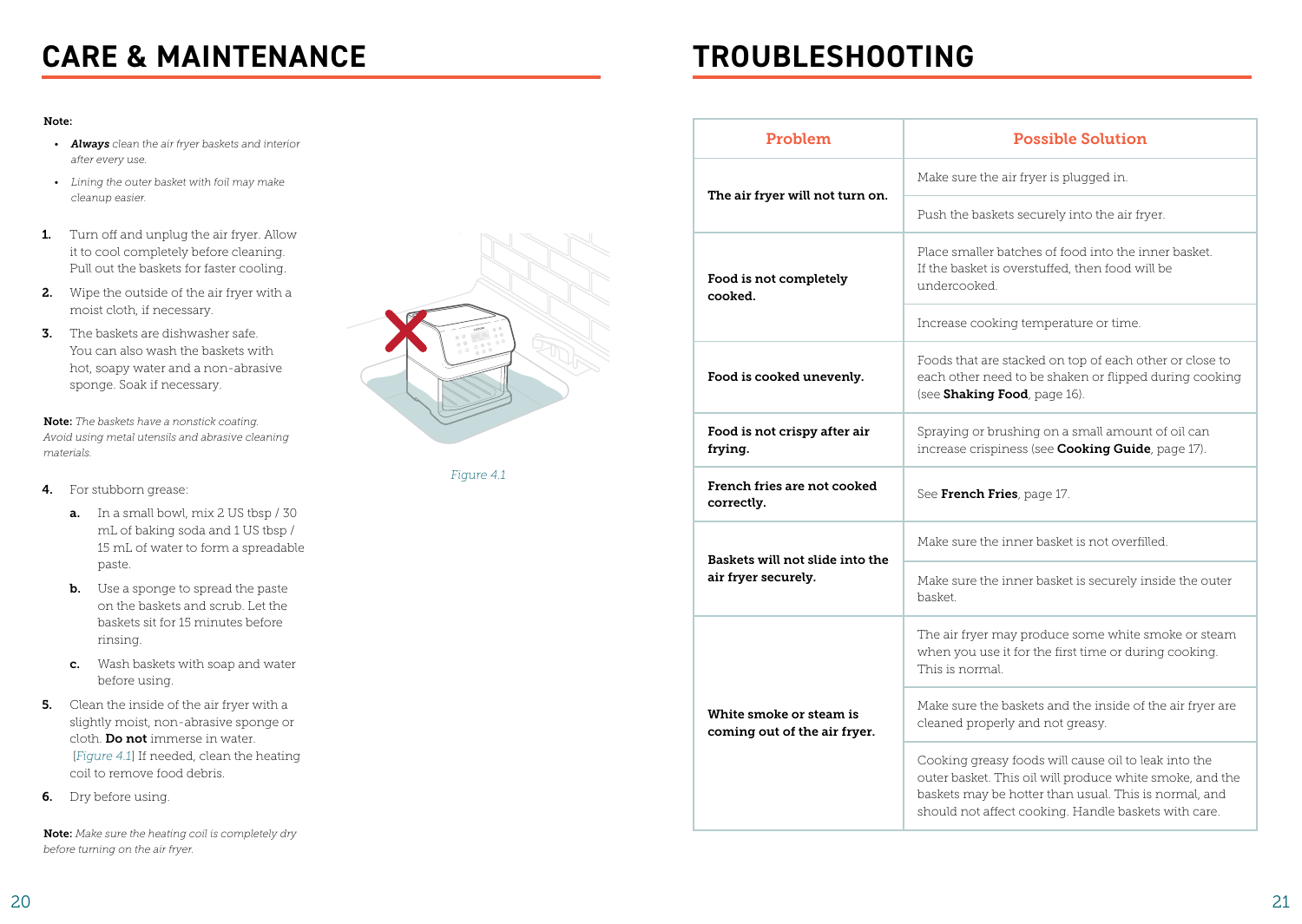# CARE & MAINTENANCE

**Note:**

- ***Always*** *clean the air fryer baskets and interior after every use.*
- *Lining the outer basket with foil may make cleanup easier.*

1. Turn off and unplug the air fryer. Allow it to cool completely before cleaning. Pull out the baskets for faster cooling.
2. Wipe the outside of the air fryer with a moist cloth, if necessary.
3. The baskets are dishwasher safe. You can also wash the baskets with hot, soapy water and a non-abrasive sponge. Soak if necessary.

**Note:** *The baskets have a nonstick coating. Avoid using metal utensils and abrasive cleaning materials.*

4. For stubborn grease:
   a. In a small bowl, mix 2 US tbsp / 30 mL of baking soda and 1 US tbsp / 15 mL of water to form a spreadable paste.
   b. Use a sponge to spread the paste on the baskets and scrub. Let the baskets sit for 15 minutes before rinsing.
   c. Wash baskets with soap and water before using.
5. Clean the inside of the air fryer with a slightly moist, non-abrasive sponge or cloth. **Do not** immerse in water. [*Figure 4.1*] If needed, clean the heating coil to remove food debris.
6. Dry before using.

**Note:** *Make sure the heating coil is completely dry before turning on the air fryer.*

*Figure 4.1*

# TROUBLESHOOTING

| Problem | Possible Solution |
| --- | --- |
| **The air fryer will not turn on.** | Make sure the air fryer is plugged in. |
| | Push the baskets securely into the air fryer. |
| **Food is not completely cooked.** | Place smaller batches of food into the inner basket. If the basket is overstuffed, then food will be undercooked. |
| | Increase cooking temperature or time. |
| **Food is cooked unevenly.** | Foods that are stacked on top of each other or close to each other need to be shaken or flipped during cooking (see **Shaking Food**, page 16). |
| **Food is not crispy after air frying.** | Spraying or brushing on a small amount of oil can increase crispiness (see **Cooking Guide**, page 17). |
| **French fries are not cooked correctly.** | See **French Fries**, page 17. |
| **Baskets will not slide into the air fryer securely.** | Make sure the inner basket is not overfilled. |
| | Make sure the inner basket is securely inside the outer basket. |
| **White smoke or steam is coming out of the air fryer.** | The air fryer may produce some white smoke or steam when you use it for the first time or during cooking. This is normal. |
| | Make sure the baskets and the inside of the air fryer are cleaned properly and not greasy. |
| | Cooking greasy foods will cause oil to leak into the outer basket. This oil will produce white smoke, and the baskets may be hotter than usual. This is normal, and should not affect cooking. Handle baskets with care. |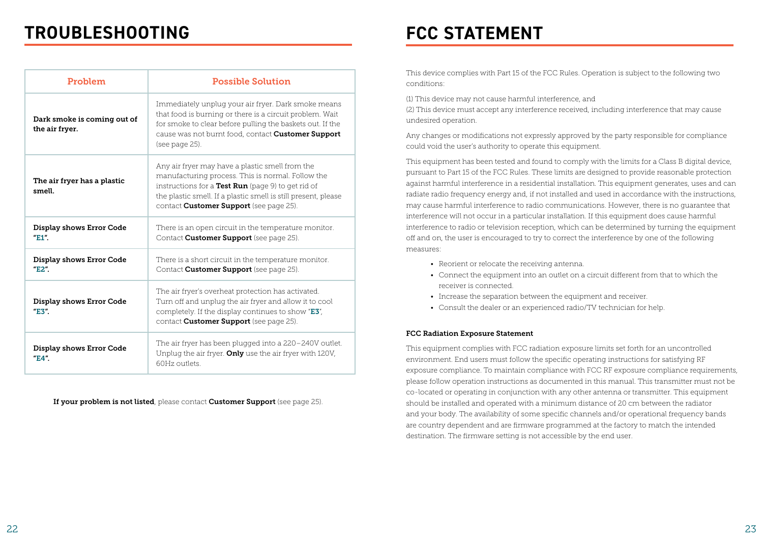# TROUBLESHOOTING

| Problem | Possible Solution |
| --- | --- |
| **Dark smoke is coming out of the air fryer.** | Immediately unplug your air fryer. Dark smoke means that food is burning or there is a circuit problem. Wait for smoke to clear before pulling the baskets out. If the cause was not burnt food, contact **Customer Support** (see page 25). |
| **The air fryer has a plastic smell.** | Any air fryer may have a plastic smell from the manufacturing process. This is normal. Follow the instructions for a **Test Run** (page 9) to get rid of the plastic smell. If a plastic smell is still present, please contact **Customer Support** (see page 25). |
| **Display shows Error Code "E1".** | There is an open circuit in the temperature monitor. Contact **Customer Support** (see page 25). |
| **Display shows Error Code "E2".** | There is a short circuit in the temperature monitor. Contact **Customer Support** (see page 25). |
| **Display shows Error Code "E3".** | The air fryer's overheat protection has activated. Turn off and unplug the air fryer and allow it to cool completely. If the display continues to show "**E3**", contact **Customer Support** (see page 25). |
| **Display shows Error Code "E4".** | The air fryer has been plugged into a 220–240V outlet. Unplug the air fryer. **Only** use the air fryer with 120V, 60Hz outlets. |

**If your problem is not listed**, please contact **Customer Support** (see page 25).

# FCC STATEMENT

This device complies with Part 15 of the FCC Rules. Operation is subject to the following two conditions:

(1) This device may not cause harmful interference, and
(2) This device must accept any interference received, including interference that may cause undesired operation.

Any changes or modifications not expressly approved by the party responsible for compliance could void the user's authority to operate this equipment.

This equipment has been tested and found to comply with the limits for a Class B digital device, pursuant to Part 15 of the FCC Rules. These limits are designed to provide reasonable protection against harmful interference in a residential installation. This equipment generates, uses and can radiate radio frequency energy and, if not installed and used in accordance with the instructions, may cause harmful interference to radio communications. However, there is no guarantee that interference will not occur in a particular installation. If this equipment does cause harmful interference to radio or television reception, which can be determined by turning the equipment off and on, the user is encouraged to try to correct the interference by one of the following measures:

- Reorient or relocate the receiving antenna.
- Connect the equipment into an outlet on a circuit different from that to which the receiver is connected.
- Increase the separation between the equipment and receiver.
- Consult the dealer or an experienced radio/TV technician for help.

**FCC Radiation Exposure Statement**

This equipment complies with FCC radiation exposure limits set forth for an uncontrolled environment. End users must follow the specific operating instructions for satisfying RF exposure compliance. To maintain compliance with FCC RF exposure compliance requirements, please follow operation instructions as documented in this manual. This transmitter must not be co-located or operating in conjunction with any other antenna or transmitter. This equipment should be installed and operated with a minimum distance of 20 cm between the radiator and your body. The availability of some specific channels and/or operational frequency bands are country dependent and are firmware programmed at the factory to match the intended destination. The firmware setting is not accessible by the end user.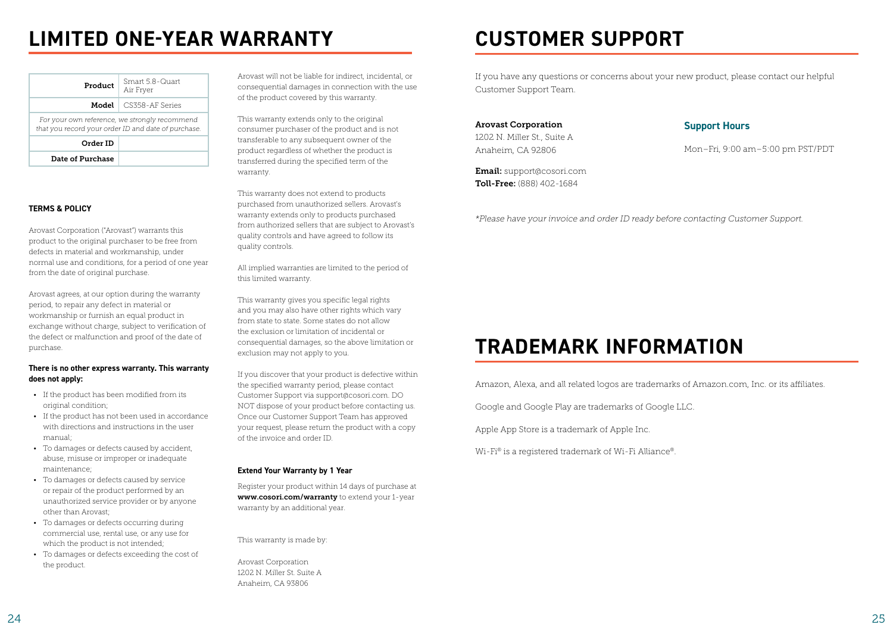# LIMITED ONE-YEAR WARRANTY

| Product | Smart 5.8-Quart Air Fryer |
|---|---|
| Model | CS358-AF Series |
| *For your own reference, we strongly recommend that you record your order ID and date of purchase.* | |
| Order ID | |
| Date of Purchase | |

### TERMS & POLICY

Arovast Corporation ("Arovast") warrants this product to the original purchaser to be free from defects in material and workmanship, under normal use and conditions, for a period of one year from the date of original purchase.

Arovast agrees, at our option during the warranty period, to repair any defect in material or workmanship or furnish an equal product in exchange without charge, subject to verification of the defect or malfunction and proof of the date of purchase.

**There is no other express warranty. This warranty does not apply:**

- If the product has been modified from its original condition;
- If the product has not been used in accordance with directions and instructions in the user manual;
- To damages or defects caused by accident, abuse, misuse or improper or inadequate maintenance;
- To damages or defects caused by service or repair of the product performed by an unauthorized service provider or by anyone other than Arovast;
- To damages or defects occurring during commercial use, rental use, or any use for which the product is not intended;
- To damages or defects exceeding the cost of the product.

Arovast will not be liable for indirect, incidental, or consequential damages in connection with the use of the product covered by this warranty.

This warranty extends only to the original consumer purchaser of the product and is not transferable to any subsequent owner of the product regardless of whether the product is transferred during the specified term of the warranty.

This warranty does not extend to products purchased from unauthorized sellers. Arovast's warranty extends only to products purchased from authorized sellers that are subject to Arovast's quality controls and have agreed to follow its quality controls.

All implied warranties are limited to the period of this limited warranty.

This warranty gives you specific legal rights and you may also have other rights which vary from state to state. Some states do not allow the exclusion or limitation of incidental or consequential damages, so the above limitation or exclusion may not apply to you.

If you discover that your product is defective within the specified warranty period, please contact Customer Support via support@cosori.com. DO NOT dispose of your product before contacting us. Once our Customer Support Team has approved your request, please return the product with a copy of the invoice and order ID.

### Extend Your Warranty by 1 Year

Register your product within 14 days of purchase at **www.cosori.com/warranty** to extend your 1-year warranty by an additional year.

This warranty is made by:

Arovast Corporation
1202 N. Miller St. Suite A
Anaheim, CA 93806

# CUSTOMER SUPPORT

If you have any questions or concerns about your new product, please contact our helpful Customer Support Team.

**Arovast Corporation**
1202 N. Miller St., Suite A
Anaheim, CA 92806

**Email:** support@cosori.com
**Toll-Free:** (888) 402-1684

### Support Hours

Mon–Fri, 9:00 am–5:00 pm PST/PDT

*\*Please have your invoice and order ID ready before contacting Customer Support.*

# TRADEMARK INFORMATION

Amazon, Alexa, and all related logos are trademarks of Amazon.com, Inc. or its affiliates.

Google and Google Play are trademarks of Google LLC.

Apple App Store is a trademark of Apple Inc.

Wi-Fi® is a registered trademark of Wi-Fi Alliance®.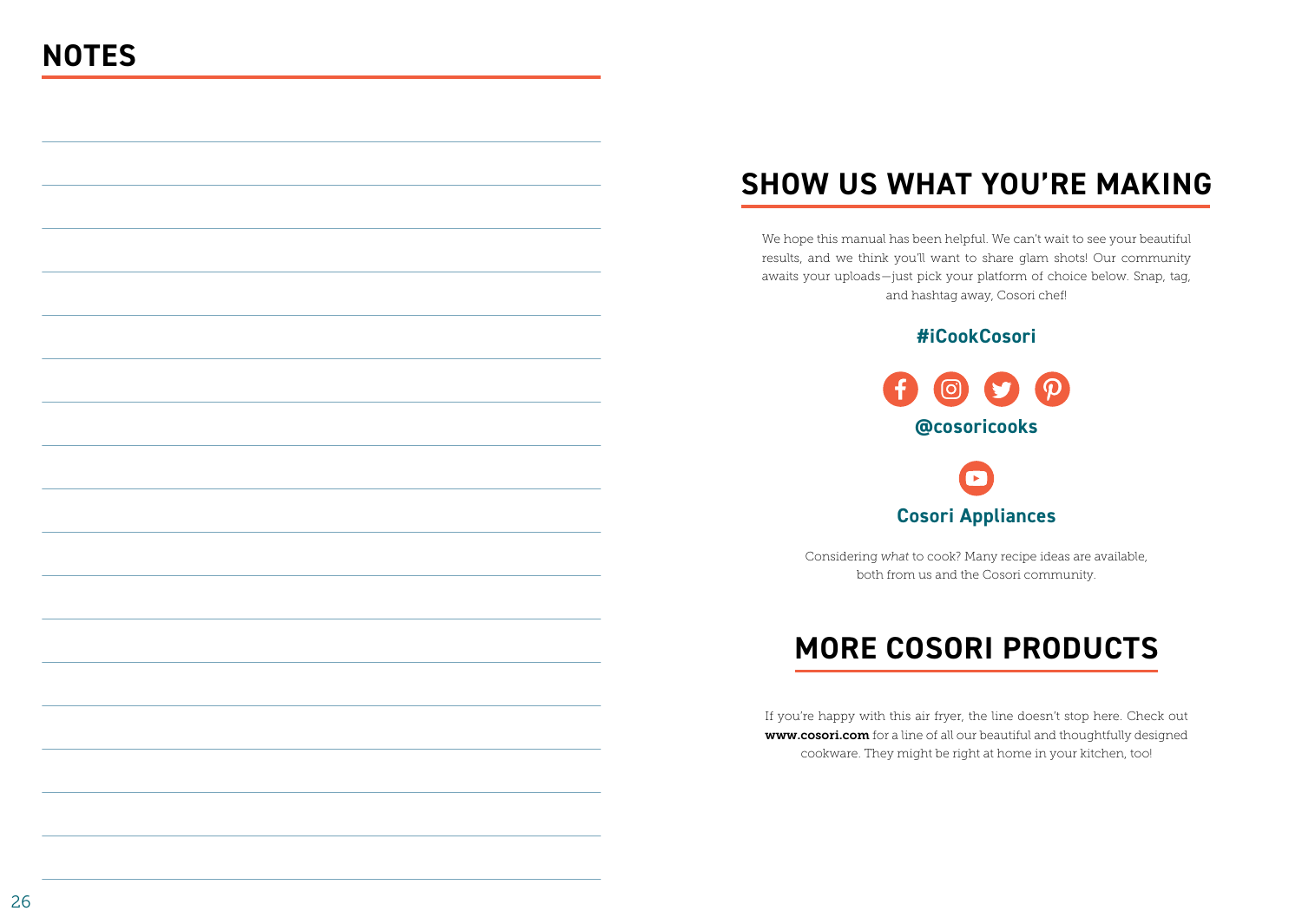## NOTES

## SHOW US WHAT YOU'RE MAKING

We hope this manual has been helpful. We can't wait to see your beautiful results, and we think you'll want to share glam shots! Our community awaits your uploads—just pick your platform of choice below. Snap, tag, and hashtag away, Cosori chef!

**#iCookCosori**

**@cosoricooks**

**Cosori Appliances**

Considering *what* to cook? Many recipe ideas are available, both from us and the Cosori community.

## MORE COSORI PRODUCTS

If you're happy with this air fryer, the line doesn't stop here. Check out **www.cosori.com** for a line of all our beautiful and thoughtfully designed cookware. They might be right at home in your kitchen, too!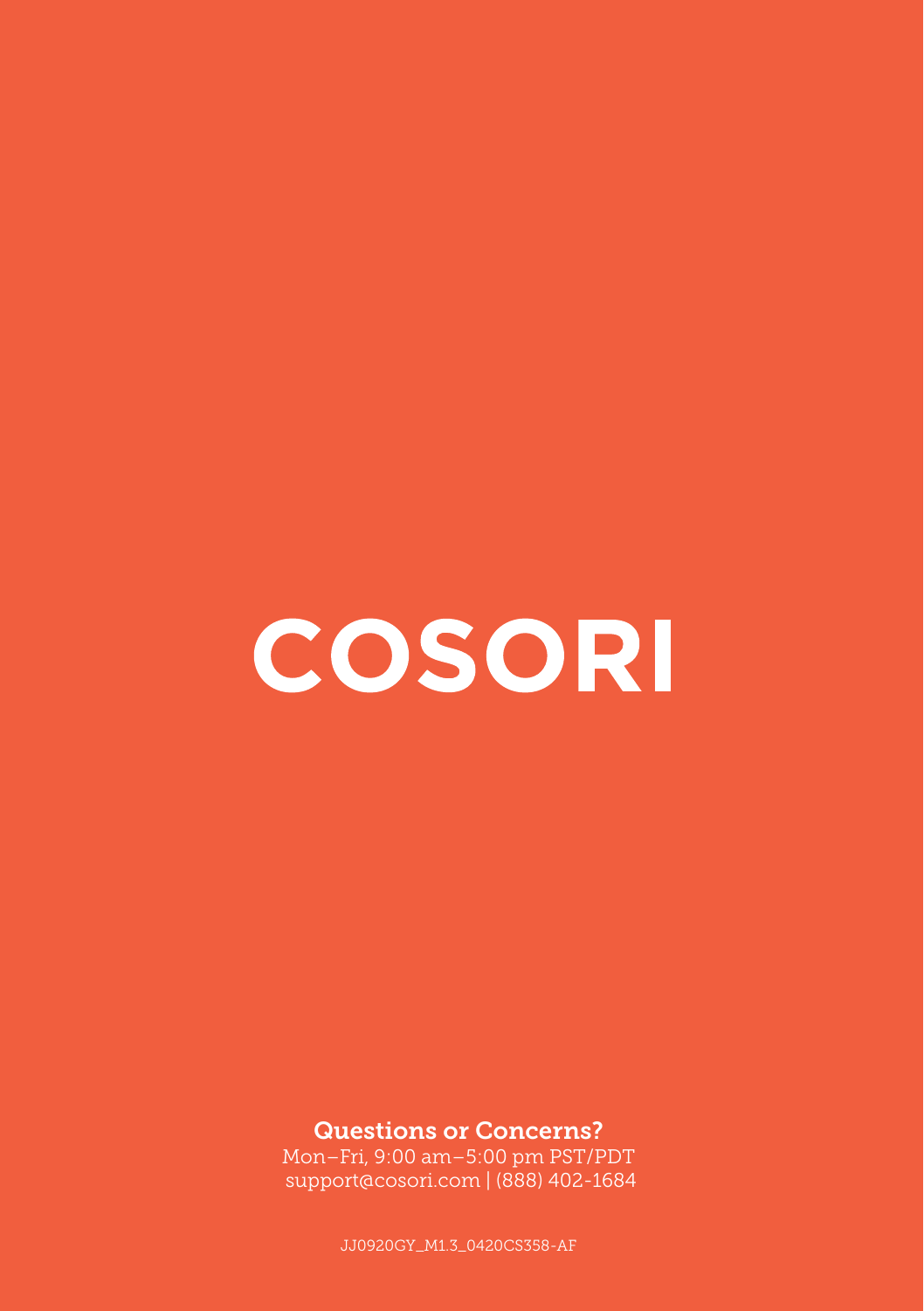# COSORI

**Questions or Concerns?**

Mon–Fri, 9:00 am–5:00 pm PST/PDT

support@cosori.com | (888) 402-1684

JJ0920GY_M1.3_0420CS358-AF